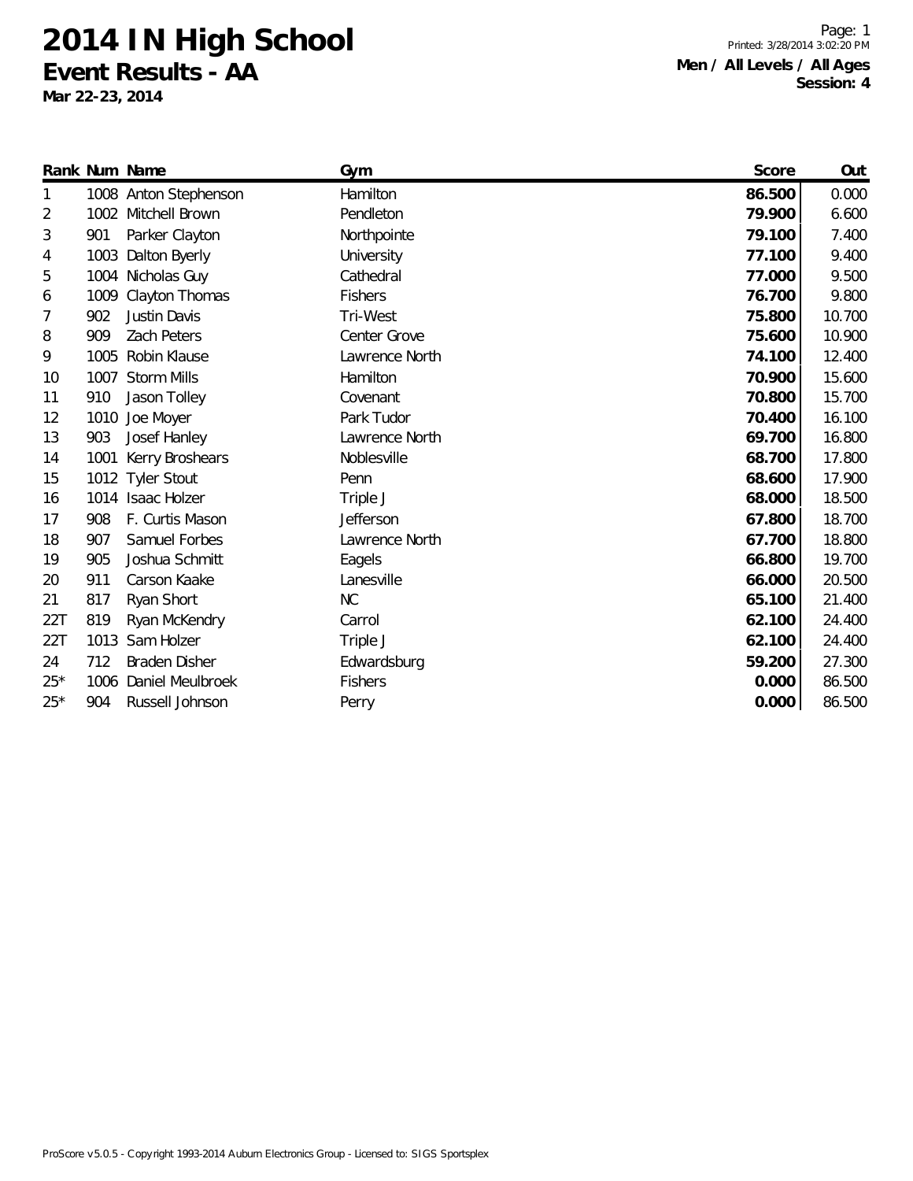# 2014 IN High School

## Event Results - AA

**Mar 22-23, 2014**

**Men / All Levels / All Ages**
**Session: 4**

| Rank | Num | Name | Gym | Score | Out |
|---|---|---|---|---|---|
| 1 | 1008 | Anton Stephenson | Hamilton | **86.500** | 0.000 |
| 2 | 1002 | Mitchell Brown | Pendleton | **79.900** | 6.600 |
| 3 | 901 | Parker Clayton | Northpointe | **79.100** | 7.400 |
| 4 | 1003 | Dalton Byerly | University | **77.100** | 9.400 |
| 5 | 1004 | Nicholas Guy | Cathedral | **77.000** | 9.500 |
| 6 | 1009 | Clayton Thomas | Fishers | **76.700** | 9.800 |
| 7 | 902 | Justin Davis | Tri-West | **75.800** | 10.700 |
| 8 | 909 | Zach Peters | Center Grove | **75.600** | 10.900 |
| 9 | 1005 | Robin Klause | Lawrence North | **74.100** | 12.400 |
| 10 | 1007 | Storm Mills | Hamilton | **70.900** | 15.600 |
| 11 | 910 | Jason Tolley | Covenant | **70.800** | 15.700 |
| 12 | 1010 | Joe Moyer | Park Tudor | **70.400** | 16.100 |
| 13 | 903 | Josef Hanley | Lawrence North | **69.700** | 16.800 |
| 14 | 1001 | Kerry Broshears | Noblesville | **68.700** | 17.800 |
| 15 | 1012 | Tyler Stout | Penn | **68.600** | 17.900 |
| 16 | 1014 | Isaac Holzer | Triple J | **68.000** | 18.500 |
| 17 | 908 | F. Curtis Mason | Jefferson | **67.800** | 18.700 |
| 18 | 907 | Samuel Forbes | Lawrence North | **67.700** | 18.800 |
| 19 | 905 | Joshua Schmitt | Eagels | **66.800** | 19.700 |
| 20 | 911 | Carson Kaake | Lanesville | **66.000** | 20.500 |
| 21 | 817 | Ryan Short | NC | **65.100** | 21.400 |
| 22T | 819 | Ryan McKendry | Carrol | **62.100** | 24.400 |
| 22T | 1013 | Sam Holzer | Triple J | **62.100** | 24.400 |
| 24 | 712 | Braden Disher | Edwardsburg | **59.200** | 27.300 |
| 25* | 1006 | Daniel Meulbroek | Fishers | **0.000** | 86.500 |
| 25* | 904 | Russell Johnson | Perry | **0.000** | 86.500 |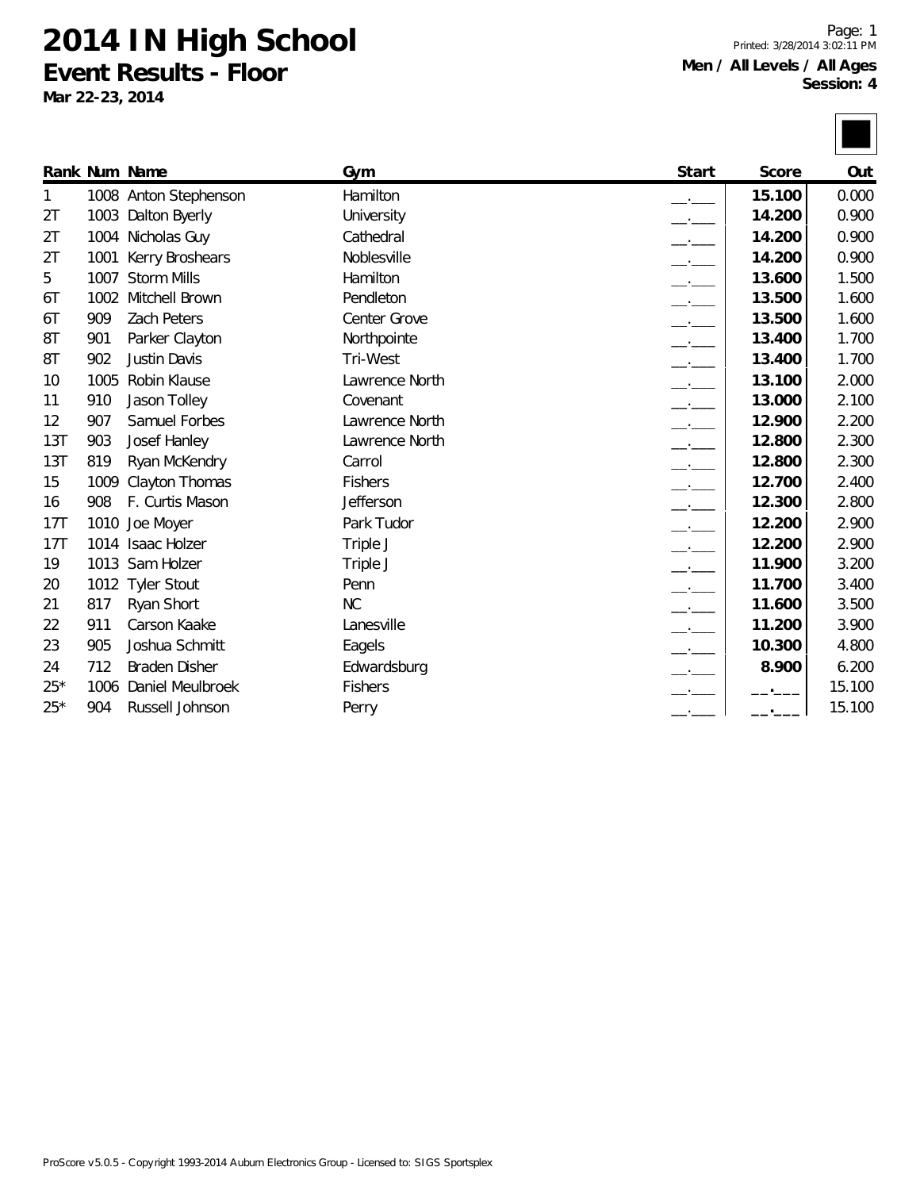# 2014 IN High School

## Event Results - Floor

**Mar 22-23, 2014**

**Men / All Levels / All Ages**
**Session: 4**

| Rank | Num | Name | Gym | Start | Score | Out |
|---|---|---|---|---|---|---|
| 1 | 1008 | Anton Stephenson | Hamilton | __.___ | **15.100** | 0.000 |
| 2T | 1003 | Dalton Byerly | University | __.___ | **14.200** | 0.900 |
| 2T | 1004 | Nicholas Guy | Cathedral | __.___ | **14.200** | 0.900 |
| 2T | 1001 | Kerry Broshears | Noblesville | __.___ | **14.200** | 0.900 |
| 5 | 1007 | Storm Mills | Hamilton | __.___ | **13.600** | 1.500 |
| 6T | 1002 | Mitchell Brown | Pendleton | __.___ | **13.500** | 1.600 |
| 6T | 909 | Zach Peters | Center Grove | __.___ | **13.500** | 1.600 |
| 8T | 901 | Parker Clayton | Northpointe | __.___ | **13.400** | 1.700 |
| 8T | 902 | Justin Davis | Tri-West | __.___ | **13.400** | 1.700 |
| 10 | 1005 | Robin Klause | Lawrence North | __.___ | **13.100** | 2.000 |
| 11 | 910 | Jason Tolley | Covenant | __.___ | **13.000** | 2.100 |
| 12 | 907 | Samuel Forbes | Lawrence North | __.___ | **12.900** | 2.200 |
| 13T | 903 | Josef Hanley | Lawrence North | __.___ | **12.800** | 2.300 |
| 13T | 819 | Ryan McKendry | Carrol | __.___ | **12.800** | 2.300 |
| 15 | 1009 | Clayton Thomas | Fishers | __.___ | **12.700** | 2.400 |
| 16 | 908 | F. Curtis Mason | Jefferson | __.___ | **12.300** | 2.800 |
| 17T | 1010 | Joe Moyer | Park Tudor | __.___ | **12.200** | 2.900 |
| 17T | 1014 | Isaac Holzer | Triple J | __.___ | **12.200** | 2.900 |
| 19 | 1013 | Sam Holzer | Triple J | __.___ | **11.900** | 3.200 |
| 20 | 1012 | Tyler Stout | Penn | __.___ | **11.700** | 3.400 |
| 21 | 817 | Ryan Short | NC | __.___ | **11.600** | 3.500 |
| 22 | 911 | Carson Kaake | Lanesville | __.___ | **11.200** | 3.900 |
| 23 | 905 | Joshua Schmitt | Eagels | __.___ | **10.300** | 4.800 |
| 24 | 712 | Braden Disher | Edwardsburg | __.___ | **8.900** | 6.200 |
| 25* | 1006 | Daniel Meulbroek | Fishers | __.___ | __.___ | 15.100 |
| 25* | 904 | Russell Johnson | Perry | __.___ | __.___ | 15.100 |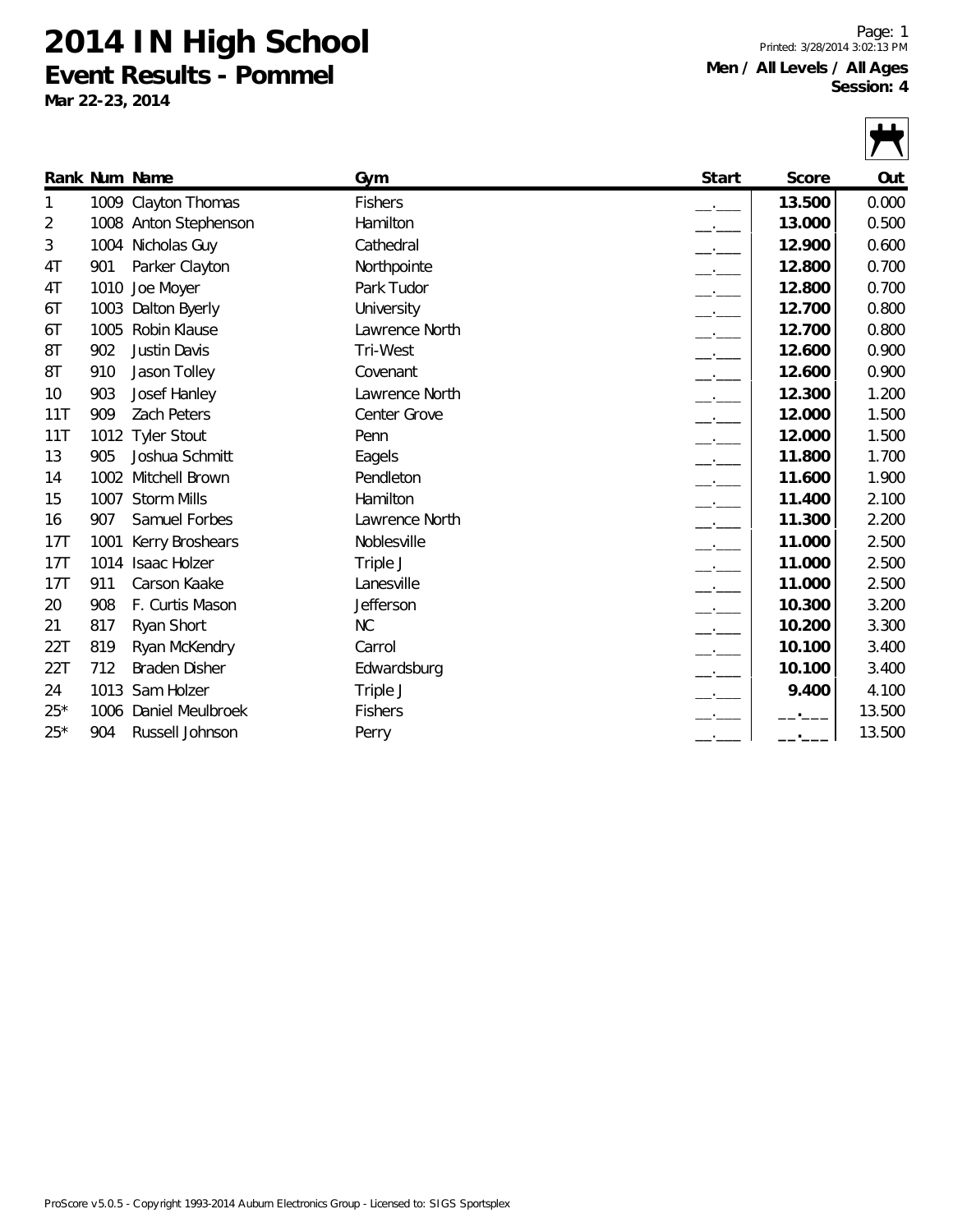# 2014 IN High School

## Event Results - Pommel

**Mar 22-23, 2014**

Printed: 3/28/2014 3:02:13 PM

**Men / All Levels / All Ages**
**Session: 4**

| Rank | Num | Name | Gym | Start | Score | Out |
|---|---|---|---|---|---|---|
| 1 | 1009 | Clayton Thomas | Fishers | __.___ | **13.500** | 0.000 |
| 2 | 1008 | Anton Stephenson | Hamilton | __.___ | **13.000** | 0.500 |
| 3 | 1004 | Nicholas Guy | Cathedral | __.___ | **12.900** | 0.600 |
| 4T | 901 | Parker Clayton | Northpointe | __.___ | **12.800** | 0.700 |
| 4T | 1010 | Joe Moyer | Park Tudor | __.___ | **12.800** | 0.700 |
| 6T | 1003 | Dalton Byerly | University | __.___ | **12.700** | 0.800 |
| 6T | 1005 | Robin Klause | Lawrence North | __.___ | **12.700** | 0.800 |
| 8T | 902 | Justin Davis | Tri-West | __.___ | **12.600** | 0.900 |
| 8T | 910 | Jason Tolley | Covenant | __.___ | **12.600** | 0.900 |
| 10 | 903 | Josef Hanley | Lawrence North | __.___ | **12.300** | 1.200 |
| 11T | 909 | Zach Peters | Center Grove | __.___ | **12.000** | 1.500 |
| 11T | 1012 | Tyler Stout | Penn | __.___ | **12.000** | 1.500 |
| 13 | 905 | Joshua Schmitt | Eagels | __.___ | **11.800** | 1.700 |
| 14 | 1002 | Mitchell Brown | Pendleton | __.___ | **11.600** | 1.900 |
| 15 | 1007 | Storm Mills | Hamilton | __.___ | **11.400** | 2.100 |
| 16 | 907 | Samuel Forbes | Lawrence North | __.___ | **11.300** | 2.200 |
| 17T | 1001 | Kerry Broshears | Noblesville | __.___ | **11.000** | 2.500 |
| 17T | 1014 | Isaac Holzer | Triple J | __.___ | **11.000** | 2.500 |
| 17T | 911 | Carson Kaake | Lanesville | __.___ | **11.000** | 2.500 |
| 20 | 908 | F. Curtis Mason | Jefferson | __.___ | **10.300** | 3.200 |
| 21 | 817 | Ryan Short | NC | __.___ | **10.200** | 3.300 |
| 22T | 819 | Ryan McKendry | Carrol | __.___ | **10.100** | 3.400 |
| 22T | 712 | Braden Disher | Edwardsburg | __.___ | **10.100** | 3.400 |
| 24 | 1013 | Sam Holzer | Triple J | __.___ | **9.400** | 4.100 |
| 25* | 1006 | Daniel Meulbroek | Fishers | __.___ | __.___ | 13.500 |
| 25* | 904 | Russell Johnson | Perry | __.___ | __.___ | 13.500 |

ProScore v5.0.5 - Copyright 1993-2014 Auburn Electronics Group - Licensed to: SIGS Sportsplex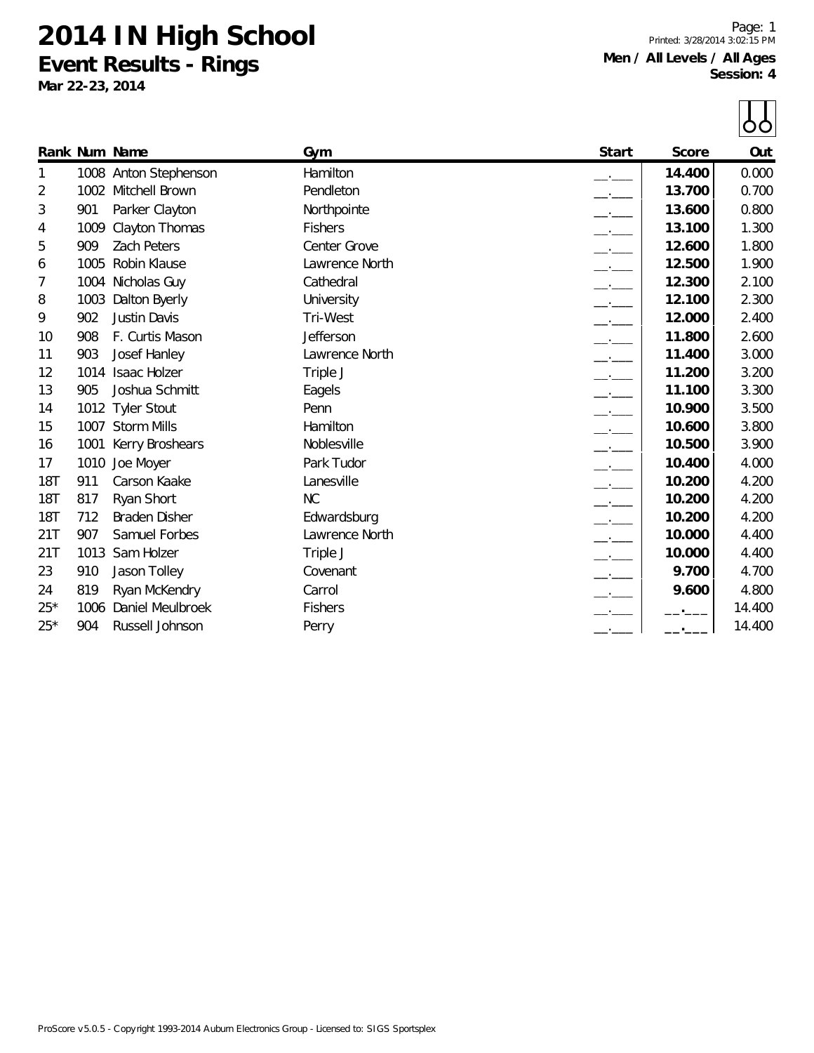# 2014 IN High School

## Event Results - Rings

**Mar 22-23, 2014**

Printed: 3/28/2014 3:02:15 PM

**Men / All Levels / All Ages**
**Session: 4**

| Rank | Num | Name | Gym | Start | Score | Out |
|---|---|---|---|---|---|---|
| 1 | 1008 | Anton Stephenson | Hamilton | __.___ | **14.400** | 0.000 |
| 2 | 1002 | Mitchell Brown | Pendleton | __.___ | **13.700** | 0.700 |
| 3 | 901 | Parker Clayton | Northpointe | __.___ | **13.600** | 0.800 |
| 4 | 1009 | Clayton Thomas | Fishers | __.___ | **13.100** | 1.300 |
| 5 | 909 | Zach Peters | Center Grove | __.___ | **12.600** | 1.800 |
| 6 | 1005 | Robin Klause | Lawrence North | __.___ | **12.500** | 1.900 |
| 7 | 1004 | Nicholas Guy | Cathedral | __.___ | **12.300** | 2.100 |
| 8 | 1003 | Dalton Byerly | University | __.___ | **12.100** | 2.300 |
| 9 | 902 | Justin Davis | Tri-West | __.___ | **12.000** | 2.400 |
| 10 | 908 | F. Curtis Mason | Jefferson | __.___ | **11.800** | 2.600 |
| 11 | 903 | Josef Hanley | Lawrence North | __.___ | **11.400** | 3.000 |
| 12 | 1014 | Isaac Holzer | Triple J | __.___ | **11.200** | 3.200 |
| 13 | 905 | Joshua Schmitt | Eagels | __.___ | **11.100** | 3.300 |
| 14 | 1012 | Tyler Stout | Penn | __.___ | **10.900** | 3.500 |
| 15 | 1007 | Storm Mills | Hamilton | __.___ | **10.600** | 3.800 |
| 16 | 1001 | Kerry Broshears | Noblesville | __.___ | **10.500** | 3.900 |
| 17 | 1010 | Joe Moyer | Park Tudor | __.___ | **10.400** | 4.000 |
| 18T | 911 | Carson Kaake | Lanesville | __.___ | **10.200** | 4.200 |
| 18T | 817 | Ryan Short | NC | __.___ | **10.200** | 4.200 |
| 18T | 712 | Braden Disher | Edwardsburg | __.___ | **10.200** | 4.200 |
| 21T | 907 | Samuel Forbes | Lawrence North | __.___ | **10.000** | 4.400 |
| 21T | 1013 | Sam Holzer | Triple J | __.___ | **10.000** | 4.400 |
| 23 | 910 | Jason Tolley | Covenant | __.___ | **9.700** | 4.700 |
| 24 | 819 | Ryan McKendry | Carrol | __.___ | **9.600** | 4.800 |
| 25* | 1006 | Daniel Meulbroek | Fishers | __.___ | __.___ | 14.400 |
| 25* | 904 | Russell Johnson | Perry | __.___ | __.___ | 14.400 |

ProScore v5.0.5 - Copyright 1993-2014 Auburn Electronics Group - Licensed to: SIGS Sportsplex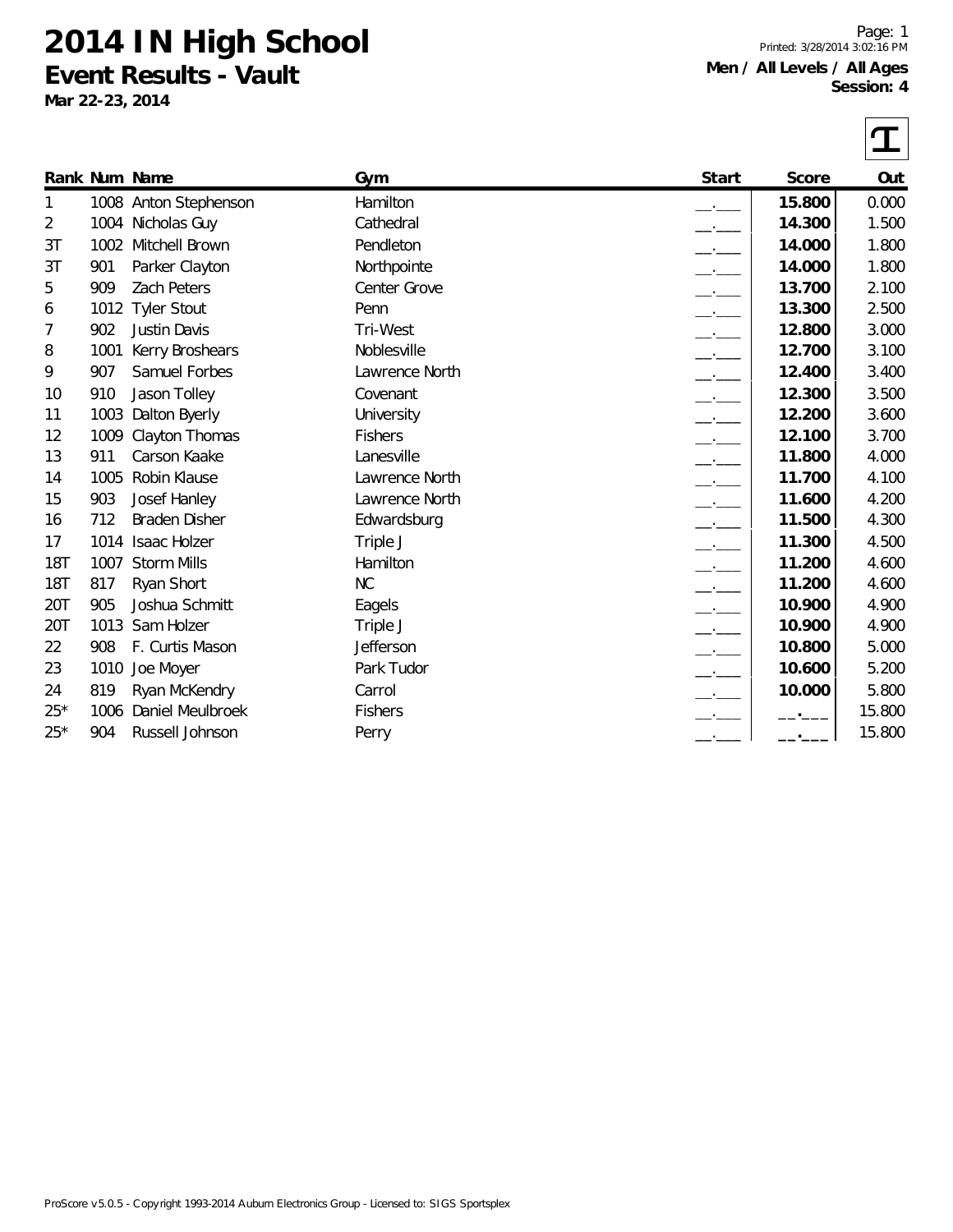# 2014 IN High School

## Event Results - Vault

**Mar 22-23, 2014**

Printed: 3/28/2014 3:02:16 PM

**Men / All Levels / All Ages**
**Session: 4**

| Rank | Num | Name | Gym | Start | Score | Out |
|---|---|---|---|---|---|---|
| 1 | 1008 | Anton Stephenson | Hamilton | __.___ | **15.800** | 0.000 |
| 2 | 1004 | Nicholas Guy | Cathedral | __.___ | **14.300** | 1.500 |
| 3T | 1002 | Mitchell Brown | Pendleton | __.___ | **14.000** | 1.800 |
| 3T | 901 | Parker Clayton | Northpointe | __.___ | **14.000** | 1.800 |
| 5 | 909 | Zach Peters | Center Grove | __.___ | **13.700** | 2.100 |
| 6 | 1012 | Tyler Stout | Penn | __.___ | **13.300** | 2.500 |
| 7 | 902 | Justin Davis | Tri-West | __.___ | **12.800** | 3.000 |
| 8 | 1001 | Kerry Broshears | Noblesville | __.___ | **12.700** | 3.100 |
| 9 | 907 | Samuel Forbes | Lawrence North | __.___ | **12.400** | 3.400 |
| 10 | 910 | Jason Tolley | Covenant | __.___ | **12.300** | 3.500 |
| 11 | 1003 | Dalton Byerly | University | __.___ | **12.200** | 3.600 |
| 12 | 1009 | Clayton Thomas | Fishers | __.___ | **12.100** | 3.700 |
| 13 | 911 | Carson Kaake | Lanesville | __.___ | **11.800** | 4.000 |
| 14 | 1005 | Robin Klause | Lawrence North | __.___ | **11.700** | 4.100 |
| 15 | 903 | Josef Hanley | Lawrence North | __.___ | **11.600** | 4.200 |
| 16 | 712 | Braden Disher | Edwardsburg | __.___ | **11.500** | 4.300 |
| 17 | 1014 | Isaac Holzer | Triple J | __.___ | **11.300** | 4.500 |
| 18T | 1007 | Storm Mills | Hamilton | __.___ | **11.200** | 4.600 |
| 18T | 817 | Ryan Short | NC | __.___ | **11.200** | 4.600 |
| 20T | 905 | Joshua Schmitt | Eagels | __.___ | **10.900** | 4.900 |
| 20T | 1013 | Sam Holzer | Triple J | __.___ | **10.900** | 4.900 |
| 22 | 908 | F. Curtis Mason | Jefferson | __.___ | **10.800** | 5.000 |
| 23 | 1010 | Joe Moyer | Park Tudor | __.___ | **10.600** | 5.200 |
| 24 | 819 | Ryan McKendry | Carrol | __.___ | **10.000** | 5.800 |
| 25* | 1006 | Daniel Meulbroek | Fishers | __.___ | __.___ | 15.800 |
| 25* | 904 | Russell Johnson | Perry | __.___ | __.___ | 15.800 |

ProScore v5.0.5 - Copyright 1993-2014 Auburn Electronics Group - Licensed to: SIGS Sportsplex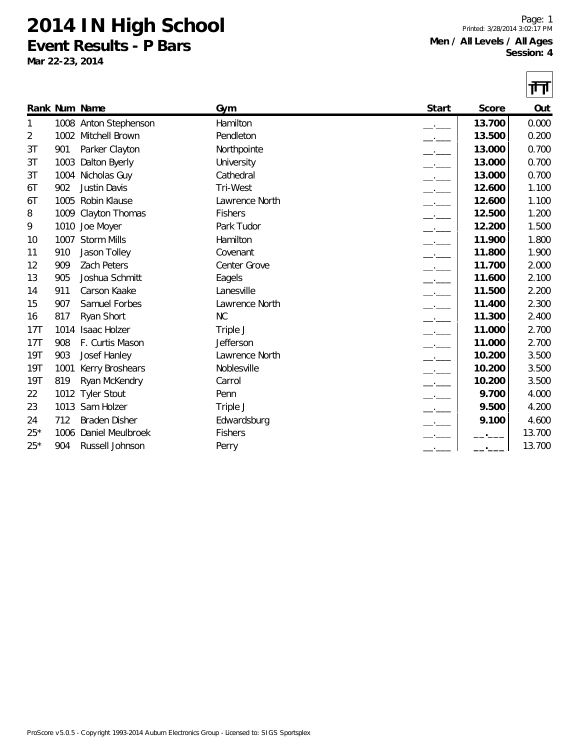# 2014 IN High School

## Event Results - P Bars

**Mar 22-23, 2014**

Printed: 3/28/2014 3:02:17 PM

**Men / All Levels / All Ages**
**Session: 4**

| Rank | Num | Name | Gym | Start | Score | Out |
|---|---|---|---|---|---|---|
| 1 | 1008 | Anton Stephenson | Hamilton | __.___ | **13.700** | 0.000 |
| 2 | 1002 | Mitchell Brown | Pendleton | __.___ | **13.500** | 0.200 |
| 3T | 901 | Parker Clayton | Northpointe | __.___ | **13.000** | 0.700 |
| 3T | 1003 | Dalton Byerly | University | __.___ | **13.000** | 0.700 |
| 3T | 1004 | Nicholas Guy | Cathedral | __.___ | **13.000** | 0.700 |
| 6T | 902 | Justin Davis | Tri-West | __.___ | **12.600** | 1.100 |
| 6T | 1005 | Robin Klause | Lawrence North | __.___ | **12.600** | 1.100 |
| 8 | 1009 | Clayton Thomas | Fishers | __.___ | **12.500** | 1.200 |
| 9 | 1010 | Joe Moyer | Park Tudor | __.___ | **12.200** | 1.500 |
| 10 | 1007 | Storm Mills | Hamilton | __.___ | **11.900** | 1.800 |
| 11 | 910 | Jason Tolley | Covenant | __.___ | **11.800** | 1.900 |
| 12 | 909 | Zach Peters | Center Grove | __.___ | **11.700** | 2.000 |
| 13 | 905 | Joshua Schmitt | Eagels | __.___ | **11.600** | 2.100 |
| 14 | 911 | Carson Kaake | Lanesville | __.___ | **11.500** | 2.200 |
| 15 | 907 | Samuel Forbes | Lawrence North | __.___ | **11.400** | 2.300 |
| 16 | 817 | Ryan Short | NC | __.___ | **11.300** | 2.400 |
| 17T | 1014 | Isaac Holzer | Triple J | __.___ | **11.000** | 2.700 |
| 17T | 908 | F. Curtis Mason | Jefferson | __.___ | **11.000** | 2.700 |
| 19T | 903 | Josef Hanley | Lawrence North | __.___ | **10.200** | 3.500 |
| 19T | 1001 | Kerry Broshears | Noblesville | __.___ | **10.200** | 3.500 |
| 19T | 819 | Ryan McKendry | Carrol | __.___ | **10.200** | 3.500 |
| 22 | 1012 | Tyler Stout | Penn | __.___ | **9.700** | 4.000 |
| 23 | 1013 | Sam Holzer | Triple J | __.___ | **9.500** | 4.200 |
| 24 | 712 | Braden Disher | Edwardsburg | __.___ | **9.100** | 4.600 |
| 25* | 1006 | Daniel Meulbroek | Fishers | __.___ | __.___ | 13.700 |
| 25* | 904 | Russell Johnson | Perry | __.___ | __.___ | 13.700 |

ProScore v5.0.5 - Copyright 1993-2014 Auburn Electronics Group - Licensed to: SIGS Sportsplex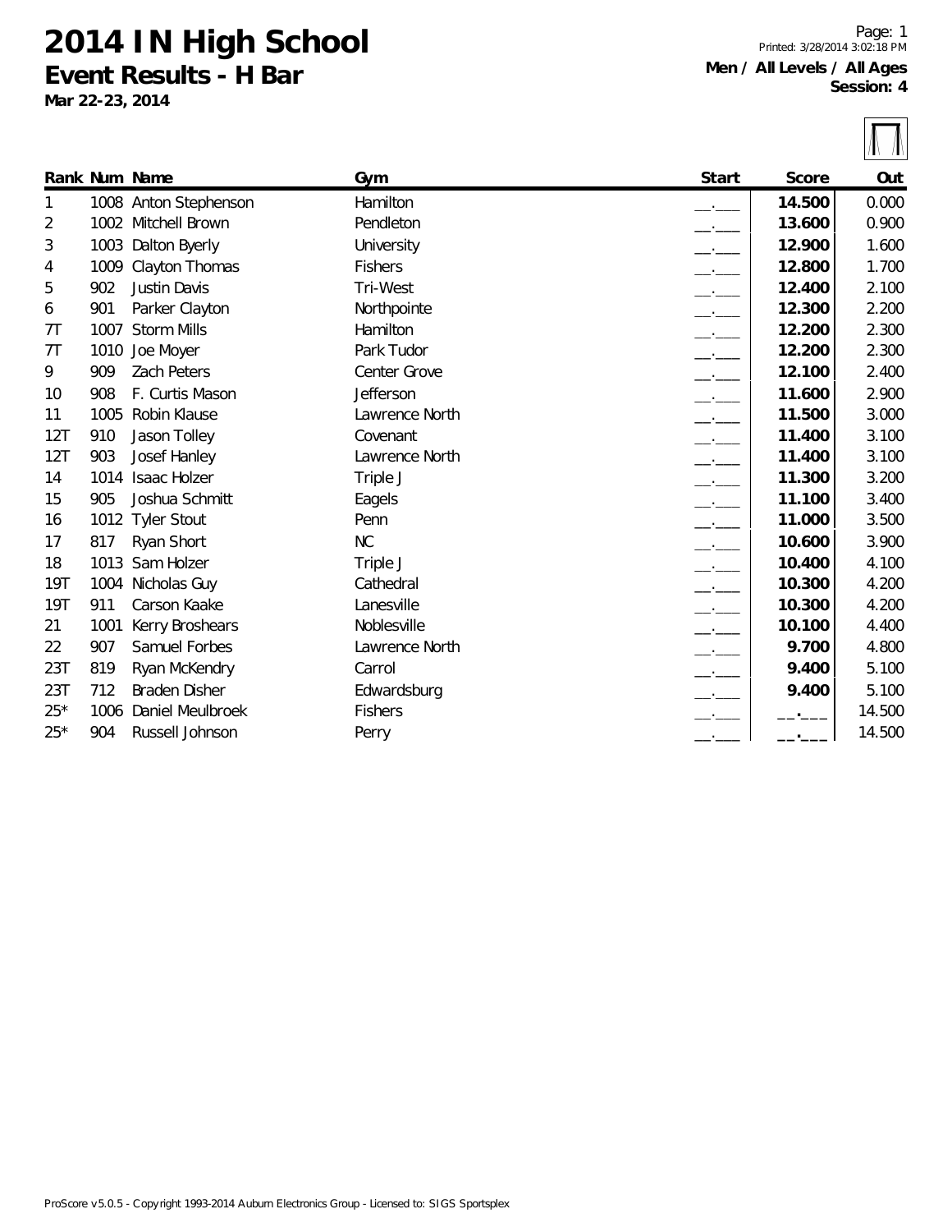# 2014 IN High School

## Event Results - H Bar

**Mar 22-23, 2014**

Page: 1
Printed: 3/28/2014 3:02:18 PM

**Men / All Levels / All Ages**
**Session: 4**

| Rank | Num | Name | Gym | Start | Score | Out |
|---|---|---|---|---|---|---|
| 1 | 1008 | Anton Stephenson | Hamilton | __.___ | **14.500** | 0.000 |
| 2 | 1002 | Mitchell Brown | Pendleton | __.___ | **13.600** | 0.900 |
| 3 | 1003 | Dalton Byerly | University | __.___ | **12.900** | 1.600 |
| 4 | 1009 | Clayton Thomas | Fishers | __.___ | **12.800** | 1.700 |
| 5 | 902 | Justin Davis | Tri-West | __.___ | **12.400** | 2.100 |
| 6 | 901 | Parker Clayton | Northpointe | __.___ | **12.300** | 2.200 |
| 7T | 1007 | Storm Mills | Hamilton | __.___ | **12.200** | 2.300 |
| 7T | 1010 | Joe Moyer | Park Tudor | __.___ | **12.200** | 2.300 |
| 9 | 909 | Zach Peters | Center Grove | __.___ | **12.100** | 2.400 |
| 10 | 908 | F. Curtis Mason | Jefferson | __.___ | **11.600** | 2.900 |
| 11 | 1005 | Robin Klause | Lawrence North | __.___ | **11.500** | 3.000 |
| 12T | 910 | Jason Tolley | Covenant | __.___ | **11.400** | 3.100 |
| 12T | 903 | Josef Hanley | Lawrence North | __.___ | **11.400** | 3.100 |
| 14 | 1014 | Isaac Holzer | Triple J | __.___ | **11.300** | 3.200 |
| 15 | 905 | Joshua Schmitt | Eagels | __.___ | **11.100** | 3.400 |
| 16 | 1012 | Tyler Stout | Penn | __.___ | **11.000** | 3.500 |
| 17 | 817 | Ryan Short | NC | __.___ | **10.600** | 3.900 |
| 18 | 1013 | Sam Holzer | Triple J | __.___ | **10.400** | 4.100 |
| 19T | 1004 | Nicholas Guy | Cathedral | __.___ | **10.300** | 4.200 |
| 19T | 911 | Carson Kaake | Lanesville | __.___ | **10.300** | 4.200 |
| 21 | 1001 | Kerry Broshears | Noblesville | __.___ | **10.100** | 4.400 |
| 22 | 907 | Samuel Forbes | Lawrence North | __.___ | **9.700** | 4.800 |
| 23T | 819 | Ryan McKendry | Carrol | __.___ | **9.400** | 5.100 |
| 23T | 712 | Braden Disher | Edwardsburg | __.___ | **9.400** | 5.100 |
| 25* | 1006 | Daniel Meulbroek | Fishers | __.___ | __.___ | 14.500 |
| 25* | 904 | Russell Johnson | Perry | __.___ | __.___ | 14.500 |

ProScore v5.0.5 - Copyright 1993-2014 Auburn Electronics Group - Licensed to: SIGS Sportsplex